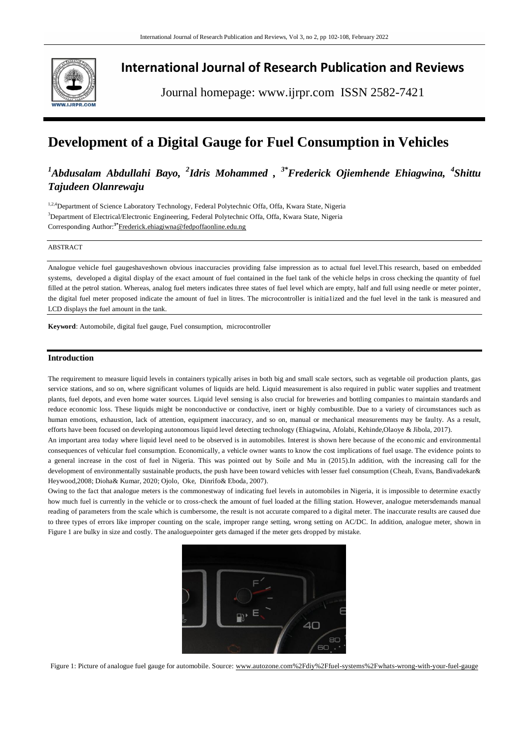# International Journal of Research Publication and Reviews

Journal homepage: www.ijrpr.com ISSN 2582-7421

# Development of a Digital Gauge for Fuel Consumption in Vehicles

***[1]Abdusalam Abdullahi Bayo, [2]Idris Mohammed , [3*]Frederick Ojiemhende Ehiagwina, [4]Shittu Tajudeen Olanrewaju***

[1,2,4]Department of Science Laboratory Technology, Federal Polytechnic Offa, Offa, Kwara State, Nigeria
[3]Department of Electrical/Electronic Engineering, Federal Polytechnic Offa, Offa, Kwara State, Nigeria
Corresponding Author:[3*]Frederick.ehiagiwna@fedpoffaonline.edu.ng

ABSTRACT

Analogue vehicle fuel gaugeshaveshown obvious inaccuracies providing false impression as to actual fuel level.This research, based on embedded systems, developed a digital display of the exact amount of fuel contained in the fuel tank of the vehicle helps in cross checking the quantity of fuel filled at the petrol station. Whereas, analog fuel meters indicates three states of fuel level which are empty, half and full using needle or meter pointer, the digital fuel meter proposed indicate the amount of fuel in litres. The microcontroller is initia1ized and the fuel level in the tank is measured and LCD displays the fuel amount in the tank.

**Keyword**: Automobile, digital fuel gauge, Fuel consumption, microcontroller

## Introduction

The requirement to measure liquid levels in containers typically arises in both big and small scale sectors, such as vegetable oil production plants, gas service stations, and so on, where significant volumes of liquids are held. Liquid measurement is also required in public water supplies and treatment plants, fuel depots, and even home water sources. Liquid level sensing is also crucial for breweries and bottling companies to maintain standards and reduce economic loss. These liquids might be nonconductive or conductive, inert or highly combustible. Due to a variety of circumstances such as human emotions, exhaustion, lack of attention, equipment inaccuracy, and so on, manual or mechanical measurements may be faulty. As a result, efforts have been focused on developing autonomous liquid level detecting technology (Ehiagwina, Afolabi, Kehinde,Olaoye & Jibola, 2017).

An important area today where liquid level need to be observed is in automobiles. Interest is shown here because of the economic and environmental consequences of vehicular fuel consumption. Economically, a vehicle owner wants to know the cost implications of fuel usage. The evidence points to a general increase in the cost of fuel in Nigeria. This was pointed out by Soile and Mu in (2015).In addition, with the increasing call for the development of environmentally sustainable products, the push have been toward vehicles with lesser fuel consumption (Cheah, Evans, Bandivadekar& Heywood,2008; Dioha& Kumar, 2020; Ojolo, Oke, Dinrifo& Eboda, 2007).

Owing to the fact that analogue meters is the commonestway of indicating fuel levels in automobiles in Nigeria, it is impossible to determine exactly how much fuel is currently in the vehicle or to cross-check the amount of fuel loaded at the filling station. However, analogue metersdemands manual reading of parameters from the scale which is cumbersome, the result is not accurate compared to a digital meter. The inaccurate results are caused due to three types of errors like improper counting on the scale, improper range setting, wrong setting on AC/DC. In addition, analogue meter, shown in Figure 1 are bulky in size and costly. The analoguepointer gets damaged if the meter gets dropped by mistake.

Figure 1: Picture of analogue fuel gauge for automobile. Source: www.autozone.com%2Fdiy%2Ffuel-systems%2Fwhats-wrong-with-your-fuel-gauge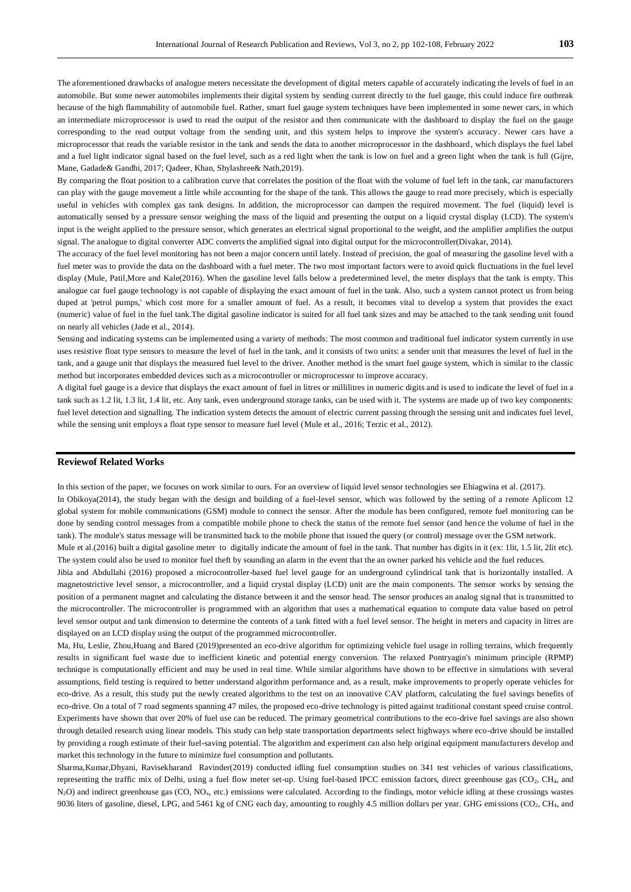The aforementioned drawbacks of analogue meters necessitate the development of digital meters capable of accurately indicating the levels of fuel in an automobile. But some newer automobiles implements their digital system by sending current directly to the fuel gauge, this could induce fire outbreak because of the high flammability of automobile fuel. Rather, smart fuel gauge system techniques have been implemented in some newer cars, in which an intermediate microprocessor is used to read the output of the resistor and then communicate with the dashboard to display the fuel on the gauge corresponding to the read output voltage from the sending unit, and this system helps to improve the system's accuracy. Newer cars have a microprocessor that reads the variable resistor in the tank and sends the data to another microprocessor in the dashboard, which displays the fuel label and a fuel light indicator signal based on the fuel level, such as a red light when the tank is low on fuel and a green light when the tank is full (Gijre, Mane, Gadade& Gandhi, 2017; Qadeer, Khan, Shylashree& Nath,2019).

By comparing the float position to a calibration curve that correlates the position of the float with the volume of fuel left in the tank, car manufacturers can play with the gauge movement a little while accounting for the shape of the tank. This allows the gauge to read more precisely, which is especially useful in vehicles with complex gas tank designs. In addition, the microprocessor can dampen the required movement. The fuel (liquid) level is automatically sensed by a pressure sensor weighing the mass of the liquid and presenting the output on a liquid crystal display (LCD). The system's input is the weight applied to the pressure sensor, which generates an electrical signal proportional to the weight, and the amplifier amplifies the output signal. The analogue to digital converter ADC converts the amplified signal into digital output for the microcontroller(Divakar, 2014).

The accuracy of the fuel level monitoring has not been a major concern until lately. Instead of precision, the goal of measuring the gasoline level with a fuel meter was to provide the data on the dashboard with a fuel meter. The two most important factors were to avoid quick fluctuations in the fuel level display (Mule, Patil,More and Kale(2016). When the gasoline level falls below a predetermined level, the meter displays that the tank is empty. This analogue car fuel gauge technology is not capable of displaying the exact amount of fuel in the tank. Also, such a system cannot protect us from being duped at 'petrol pumps,' which cost more for a smaller amount of fuel. As a result, it becomes vital to develop a system that provides the exact (numeric) value of fuel in the fuel tank.The digital gasoline indicator is suited for all fuel tank sizes and may be attached to the tank sending unit found on nearly all vehicles (Jade et al., 2014).

Sensing and indicating systems can be implemented using a variety of methods: The most common and traditional fuel indicator system currently in use uses resistive float type sensors to measure the level of fuel in the tank, and it consists of two units: a sender unit that measures the level of fuel in the tank, and a gauge unit that displays the measured fuel level to the driver. Another method is the smart fuel gauge system, which is similar to the classic method but incorporates embedded devices such as a microcontroller or microprocessor to improve accuracy.

A digital fuel gauge is a device that displays the exact amount of fuel in litres or millilitres in numeric digits and is used to indicate the level of fuel in a tank such as 1.2 lit, 1.3 lit, 1.4 lit, etc. Any tank, even underground storage tanks, can be used with it. The systems are made up of two key components: fuel level detection and signalling. The indication system detects the amount of electric current passing through the sensing unit and indicates fuel level, while the sensing unit employs a float type sensor to measure fuel level (Mule et al., 2016; Terzic et al., 2012).

## Reviewof Related Works

In this section of the paper, we focuses on work similar to ours. For an overview of liquid level sensor technologies see Ehiagwina et al. (2017).

In Obikoya(2014), the study began with the design and building of a fuel-level sensor, which was followed by the setting of a remote Aplicom 12 global system for mobile communications (GSM) module to connect the sensor. After the module has been configured, remote fuel monitoring can be done by sending control messages from a compatible mobile phone to check the status of the remote fuel sensor (and hence the volume of fuel in the tank). The module's status message will be transmitted back to the mobile phone that issued the query (or control) message over the GSM network.

Mule et al.(2016) built a digital gasoline meter to digitally indicate the amount of fuel in the tank. That number has digits in it (ex: 1lit, 1.5 lit, 2lit etc). The system could also be used to monitor fuel theft by sounding an alarm in the event that the an owner parked his vehicle and the fuel reduces.

Jibia and Abdullahi (2016) proposed a microcontroller-based fuel level gauge for an underground cylindrical tank that is horizontally installed. A magnetostrictive level sensor, a microcontroller, and a liquid crystal display (LCD) unit are the main components. The sensor works by sensing the position of a permanent magnet and calculating the distance between it and the sensor head. The sensor produces an analog signal that is transmitted to the microcontroller. The microcontroller is programmed with an algorithm that uses a mathematical equation to compute data value based on petrol level sensor output and tank dimension to determine the contents of a tank fitted with a fuel level sensor. The height in meters and capacity in litres are displayed on an LCD display using the output of the programmed microcontroller.

Ma, Hu, Leslie, Zhou,Huang and Bared (2019)presented an eco-drive algorithm for optimizing vehicle fuel usage in rolling terrains, which frequently results in significant fuel waste due to inefficient kinetic and potential energy conversion. The relaxed Pontryagin's minimum principle (RPMP) technique is computationally efficient and may be used in real time. While similar algorithms have shown to be effective in simulations with several assumptions, field testing is required to better understand algorithm performance and, as a result, make improvements to properly operate vehicles for eco-drive. As a result, this study put the newly created algorithms to the test on an innovative CAV platform, calculating the fuel savings benefits of eco-drive. On a total of 7 road segments spanning 47 miles, the proposed eco-drive technology is pitted against traditional constant speed cruise control. Experiments have shown that over 20% of fuel use can be reduced. The primary geometrical contributions to the eco-drive fuel savings are also shown through detailed research using linear models. This study can help state transportation departments select highways where eco-drive should be installed by providing a rough estimate of their fuel-saving potential. The algorithm and experiment can also help original equipment manufacturers develop and market this technology in the future to minimize fuel consumption and pollutants.

Sharma,Kumar,Dhyani, Ravisekharand Ravinder(2019) conducted idling fuel consumption studies on 341 test vehicles of various classifications, representing the traffic mix of Delhi, using a fuel flow meter set-up. Using fuel-based IPCC emission factors, direct greenhouse gas ($CO_2$, $CH_4$, and $N_2O$) and indirect greenhouse gas (CO, $NO_x$, etc.) emissions were calculated. According to the findings, motor vehicle idling at these crossings wastes 9036 liters of gasoline, diesel, LPG, and 5461 kg of CNG each day, amounting to roughly 4.5 million dollars per year. GHG emissions ($CO_2$, $CH_4$, and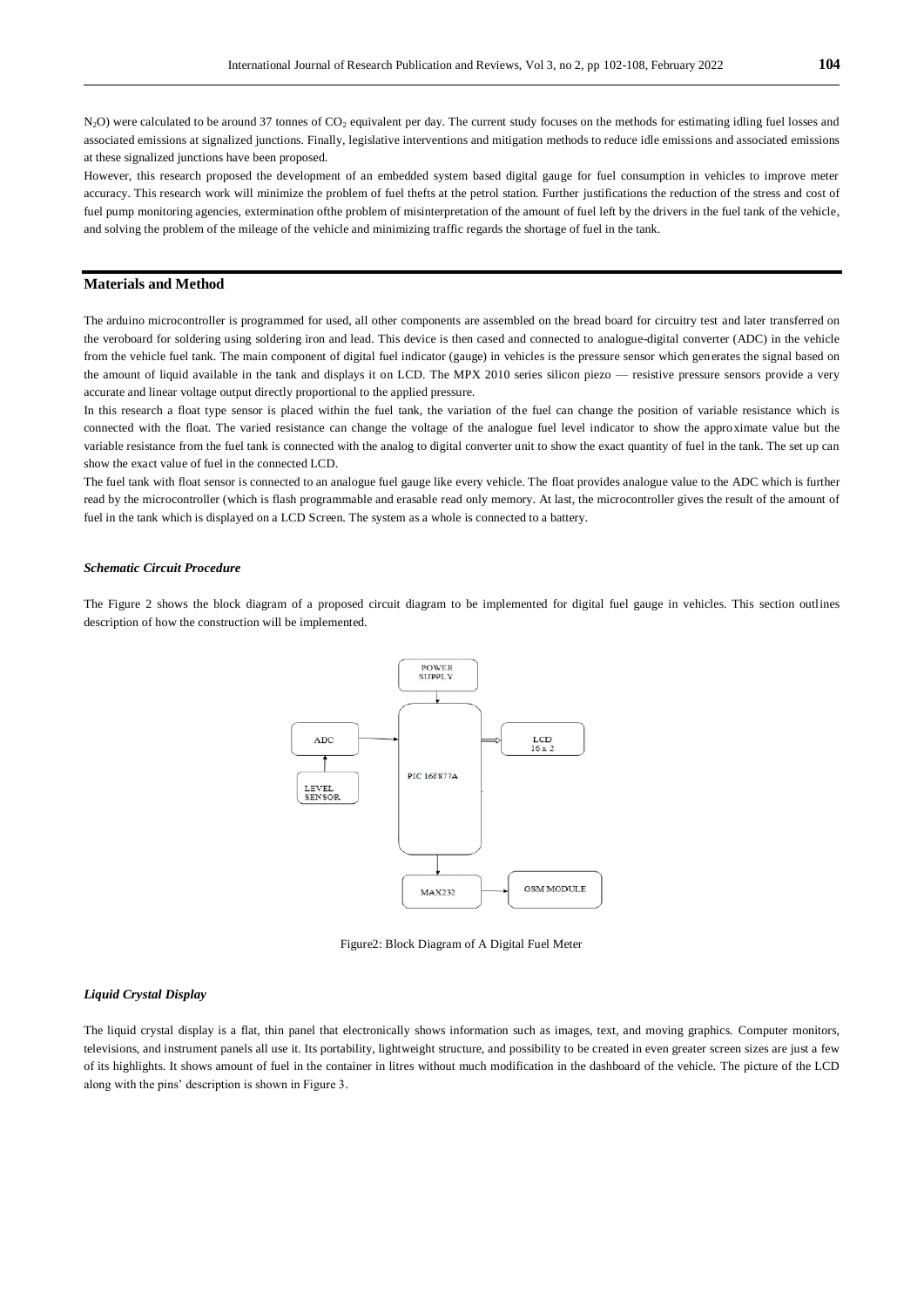$N_2O$) were calculated to be around 37 tonnes of $CO_2$ equivalent per day. The current study focuses on the methods for estimating idling fuel losses and associated emissions at signalized junctions. Finally, legislative interventions and mitigation methods to reduce idle emissions and associated emissions at these signalized junctions have been proposed.

However, this research proposed the development of an embedded system based digital gauge for fuel consumption in vehicles to improve meter accuracy. This research work will minimize the problem of fuel thefts at the petrol station. Further justifications the reduction of the stress and cost of fuel pump monitoring agencies, extermination ofthe problem of misinterpretation of the amount of fuel left by the drivers in the fuel tank of the vehicle, and solving the problem of the mileage of the vehicle and minimizing traffic regards the shortage of fuel in the tank.

## Materials and Method

The arduino microcontroller is programmed for used, all other components are assembled on the bread board for circuitry test and later transferred on the veroboard for soldering using soldering iron and lead. This device is then cased and connected to analogue-digital converter (ADC) in the vehicle from the vehicle fuel tank. The main component of digital fuel indicator (gauge) in vehicles is the pressure sensor which generates the signal based on the amount of liquid available in the tank and displays it on LCD. The MPX 2010 series silicon piezo — resistive pressure sensors provide a very accurate and linear voltage output directly proportional to the applied pressure.

In this research a float type sensor is placed within the fuel tank, the variation of the fuel can change the position of variable resistance which is connected with the float. The varied resistance can change the voltage of the analogue fuel level indicator to show the approximate value but the variable resistance from the fuel tank is connected with the analog to digital converter unit to show the exact quantity of fuel in the tank. The set up can show the exact value of fuel in the connected LCD.

The fuel tank with float sensor is connected to an analogue fuel gauge like every vehicle. The float provides analogue value to the ADC which is further read by the microcontroller (which is flash programmable and erasable read only memory. At last, the microcontroller gives the result of the amount of fuel in the tank which is displayed on a LCD Screen. The system as a whole is connected to a battery.

### *Schematic Circuit Procedure*

The Figure 2 shows the block diagram of a proposed circuit diagram to be implemented for digital fuel gauge in vehicles. This section outlines description of how the construction will be implemented.

POWER SUPPLY

ADC

LEVEL SENSOR

PIC 16F877A

LCD 16 x 2

MAX232

GSM MODULE

Figure2: Block Diagram of A Digital Fuel Meter

### *Liquid Crystal Display*

The liquid crystal display is a flat, thin panel that electronically shows information such as images, text, and moving graphics. Computer monitors, televisions, and instrument panels all use it. Its portability, lightweight structure, and possibility to be created in even greater screen sizes are just a few of its highlights. It shows amount of fuel in the container in litres without much modification in the dashboard of the vehicle. The picture of the LCD along with the pins' description is shown in Figure 3.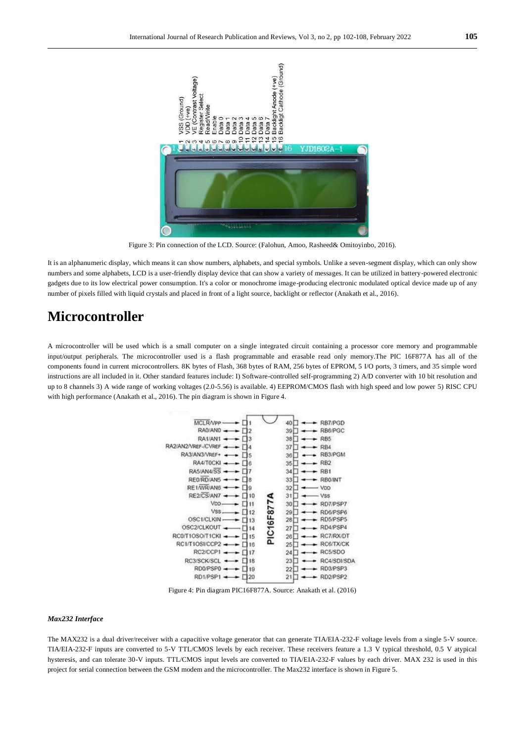Figure 3: Pin connection of the LCD. Source: (Falohun, Amoo, Rasheed& Omitoyinbo, 2016).

It is an alphanumeric display, which means it can show numbers, alphabets, and special symbols. Unlike a seven-segment display, which can only show numbers and some alphabets, LCD is a user-friendly display device that can show a variety of messages. It can be utilized in battery-powered electronic gadgets due to its low electrical power consumption. It's a color or monochrome image-producing electronic modulated optical device made up of any number of pixels filled with liquid crystals and placed in front of a light source, backlight or reflector (Anakath et al., 2016).

# Microcontroller

A microcontroller will be used which is a small computer on a single integrated circuit containing a processor core memory and programmable input/output peripherals. The microcontroller used is a flash programmable and erasable read only memory.The PIC 16F877A has all of the components found in current microcontrollers. 8K bytes of Flash, 368 bytes of RAM, 256 bytes of EPROM, 5 I/O ports, 3 timers, and 35 simple word instructions are all included in it. Other standard features include: I) Software-controlled self-programming 2) A/D converter with 10 bit resolution and up to 8 channels 3) A wide range of working voltages (2.0-5.56) is available. 4) EEPROM/CMOS flash with high speed and low power 5) RISC CPU with high performance (Anakath et al., 2016). The pin diagram is shown in Figure 4.

Figure 4: Pin diagram PIC16F877A. Source: Anakath et al. (2016)

### *Max232 Interface*

The MAX232 is a dual driver/receiver with a capacitive voltage generator that can generate TIA/EIA-232-F voltage levels from a single 5-V source. TIA/EIA-232-F inputs are converted to 5-V TTL/CMOS levels by each receiver. These receivers feature a 1.3 V typical threshold, 0.5 V atypical hysteresis, and can tolerate 30-V inputs. TTL/CMOS input levels are converted to TIA/EIA-232-F values by each driver. MAX 232 is used in this project for serial connection between the GSM modem and the microcontroller. The Max232 interface is shown in Figure 5.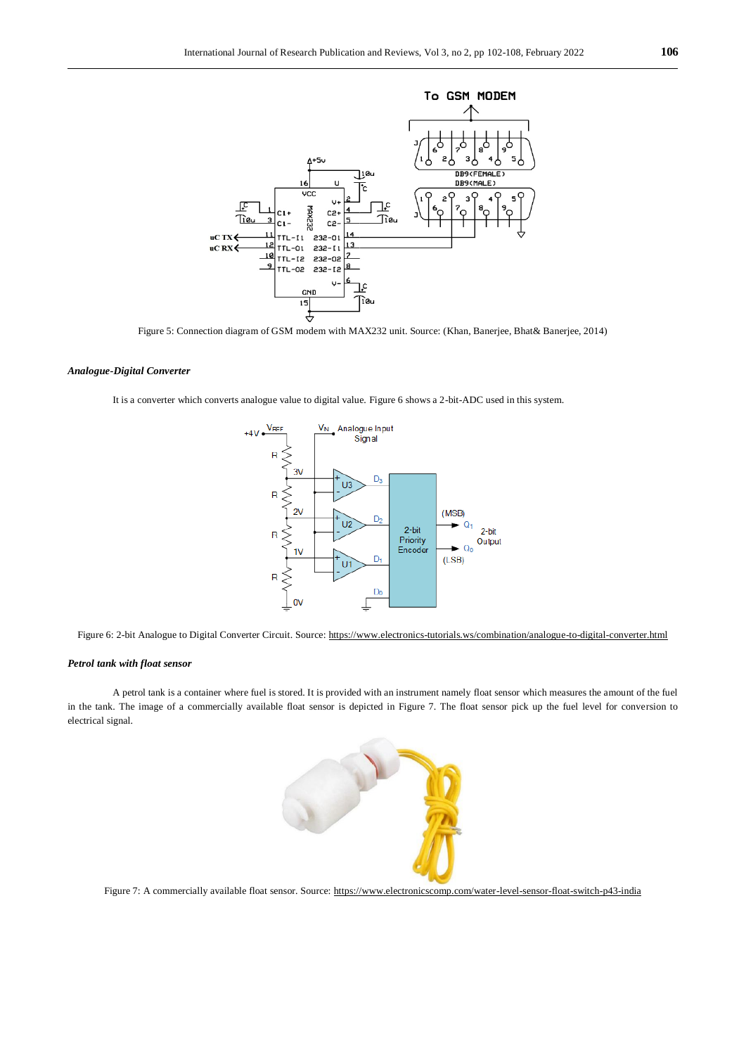Figure 5: Connection diagram of GSM modem with MAX232 unit. Source: (Khan, Banerjee, Bhat& Banerjee, 2014)

### *Analogue-Digital Converter*

It is a converter which converts analogue value to digital value. Figure 6 shows a 2-bit-ADC used in this system.

Figure 6: 2-bit Analogue to Digital Converter Circuit. Source: https://www.electronics-tutorials.ws/combination/analogue-to-digital-converter.html

### *Petrol tank with float sensor*

A petrol tank is a container where fuel is stored. It is provided with an instrument namely float sensor which measures the amount of the fuel in the tank. The image of a commercially available float sensor is depicted in Figure 7. The float sensor pick up the fuel level for conversion to electrical signal.

Figure 7: A commercially available float sensor. Source: https://www.electronicscomp.com/water-level-sensor-float-switch-p43-india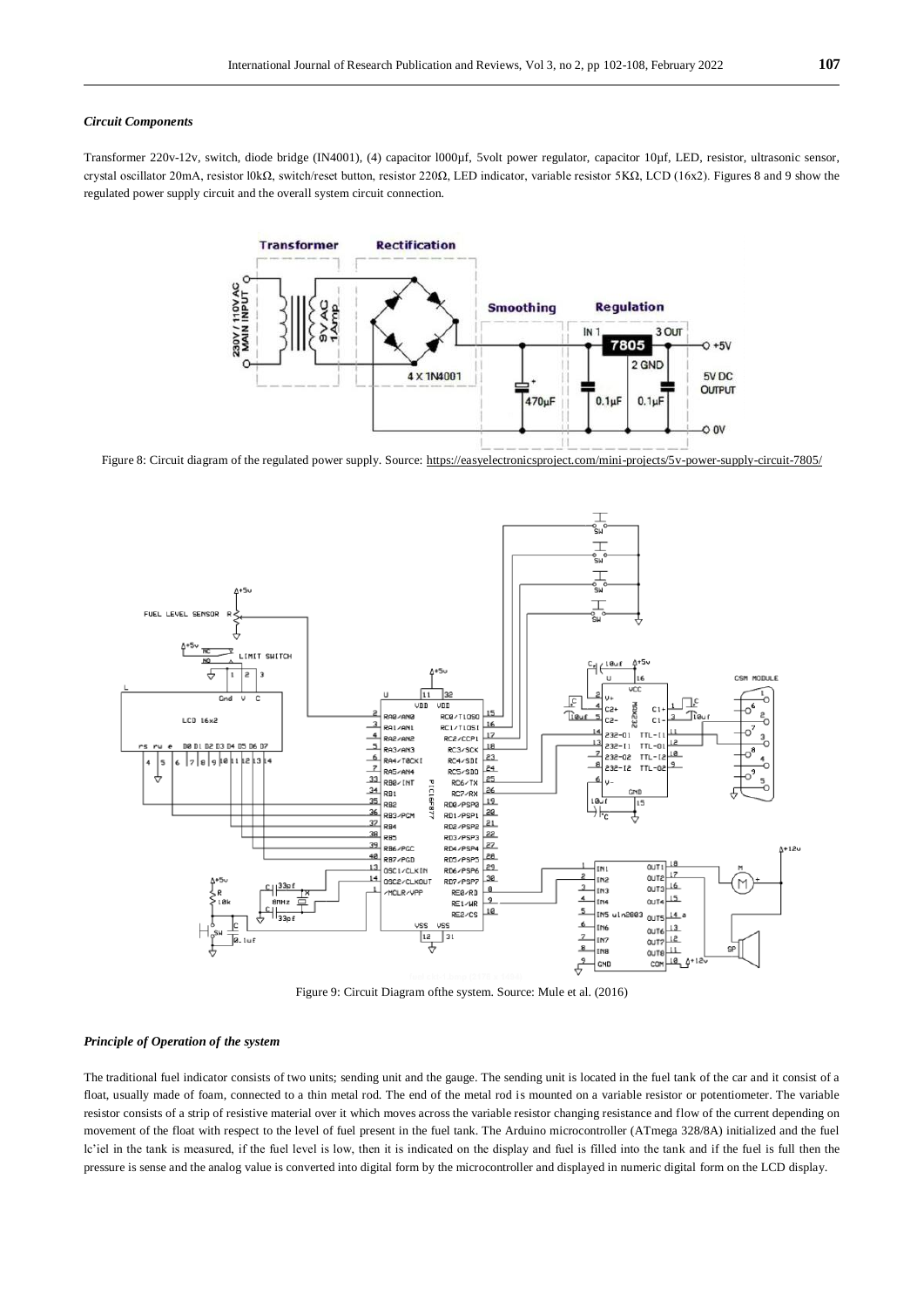#### *Circuit Components*

Transformer 220v-12v, switch, diode bridge (IN4001), (4) capacitor l000µf, 5volt power regulator, capacitor 10µf, LED, resistor, ultrasonic sensor, crystal oscillator 20mA, resistor l0kΩ, switch/reset button, resistor 220Ω, LED indicator, variable resistor 5KΩ, LCD (16x2). Figures 8 and 9 show the regulated power supply circuit and the overall system circuit connection.

Figure 8: Circuit diagram of the regulated power supply. Source: https://easyelectronicsproject.com/mini-projects/5v-power-supply-circuit-7805/

Figure 9: Circuit Diagram ofthe system. Source: Mule et al. (2016)

#### *Principle of Operation of the system*

The traditional fuel indicator consists of two units; sending unit and the gauge. The sending unit is located in the fuel tank of the car and it consist of a float, usually made of foam, connected to a thin metal rod. The end of the metal rod is mounted on a variable resistor or potentiometer. The variable resistor consists of a strip of resistive material over it which moves across the variable resistor changing resistance and flow of the current depending on movement of the float with respect to the level of fuel present in the fuel tank. The Arduino microcontroller (ATmega 328/8A) initialized and the fuel le'iel in the tank is measured, if the fuel level is low, then it is indicated on the display and fuel is filled into the tank and if the fuel is full then the pressure is sense and the analog value is converted into digital form by the microcontroller and displayed in numeric digital form on the LCD display.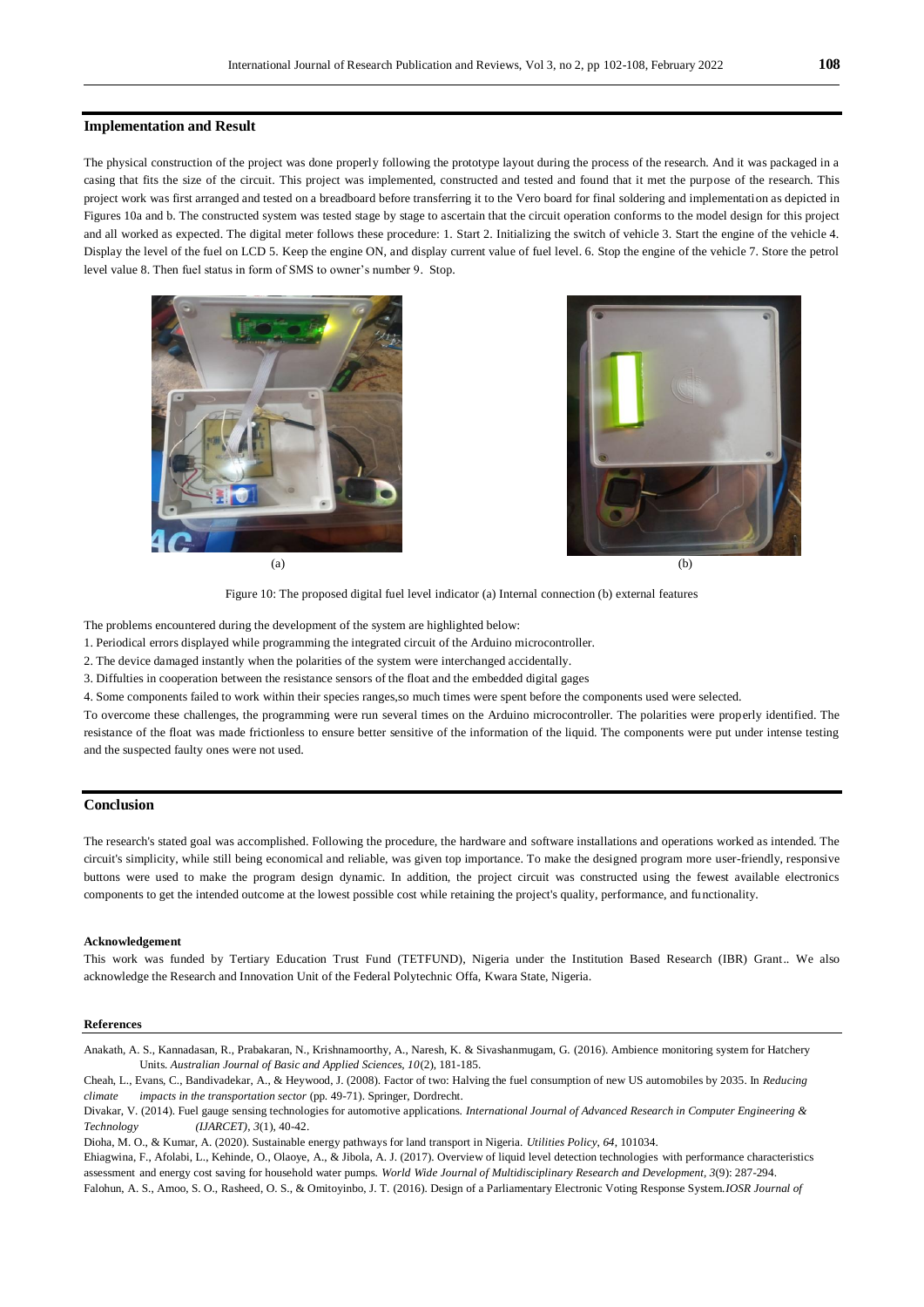## Implementation and Result

The physical construction of the project was done properly following the prototype layout during the process of the research. And it was packaged in a casing that fits the size of the circuit. This project was implemented, constructed and tested and found that it met the purpose of the research. This project work was first arranged and tested on a breadboard before transferring it to the Vero board for final soldering and implementation as depicted in Figures 10a and b. The constructed system was tested stage by stage to ascertain that the circuit operation conforms to the model design for this project and all worked as expected. The digital meter follows these procedure: 1. Start 2. Initializing the switch of vehicle 3. Start the engine of the vehicle 4. Display the level of the fuel on LCD 5. Keep the engine ON, and display current value of fuel level. 6. Stop the engine of the vehicle 7. Store the petrol level value 8. Then fuel status in form of SMS to owner's number 9. Stop.

(a) (b)

Figure 10: The proposed digital fuel level indicator (a) Internal connection (b) external features

The problems encountered during the development of the system are highlighted below:

1. Periodical errors displayed while programming the integrated circuit of the Arduino microcontroller.
2. The device damaged instantly when the polarities of the system were interchanged accidentally.
3. Diffulties in cooperation between the resistance sensors of the float and the embedded digital gages
4. Some components failed to work within their species ranges,so much times were spent before the components used were selected.

To overcome these challenges, the programming were run several times on the Arduino microcontroller. The polarities were properly identified. The resistance of the float was made frictionless to ensure better sensitive of the information of the liquid. The components were put under intense testing and the suspected faulty ones were not used.

## Conclusion

The research's stated goal was accomplished. Following the procedure, the hardware and software installations and operations worked as intended. The circuit's simplicity, while still being economical and reliable, was given top importance. To make the designed program more user-friendly, responsive buttons were used to make the program design dynamic. In addition, the project circuit was constructed using the fewest available electronics components to get the intended outcome at the lowest possible cost while retaining the project's quality, performance, and functionality.

#### Acknowledgement

This work was funded by Tertiary Education Trust Fund (TETFUND), Nigeria under the Institution Based Research (IBR) Grant.. We also acknowledge the Research and Innovation Unit of the Federal Polytechnic Offa, Kwara State, Nigeria.

#### References

Anakath, A. S., Kannadasan, R., Prabakaran, N., Krishnamoorthy, A., Naresh, K. & Sivashanmugam, G. (2016). Ambience monitoring system for Hatchery Units. *Australian Journal of Basic and Applied Sciences, 10*(2), 181-185.

Cheah, L., Evans, C., Bandivadekar, A., & Heywood, J. (2008). Factor of two: Halving the fuel consumption of new US automobiles by 2035. In *Reducing climate impacts in the transportation sector* (pp. 49-71). Springer, Dordrecht.

Divakar, V. (2014). Fuel gauge sensing technologies for automotive applications. *International Journal of Advanced Research in Computer Engineering & Technology (IJARCET), 3*(1), 40-42.

Dioha, M. O., & Kumar, A. (2020). Sustainable energy pathways for land transport in Nigeria. *Utilities Policy, 64*, 101034.

Ehiagwina, F., Afolabi, L., Kehinde, O., Olaoye, A., & Jibola, A. J. (2017). Overview of liquid level detection technologies with performance characteristics assessment and energy cost saving for household water pumps. *World Wide Journal of Multidisciplinary Research and Development, 3*(9): 287-294.

Falohun, A. S., Amoo, S. O., Rasheed, O. S., & Omitoyinbo, J. T. (2016). Design of a Parliamentary Electronic Voting Response System. *IOSR Journal of*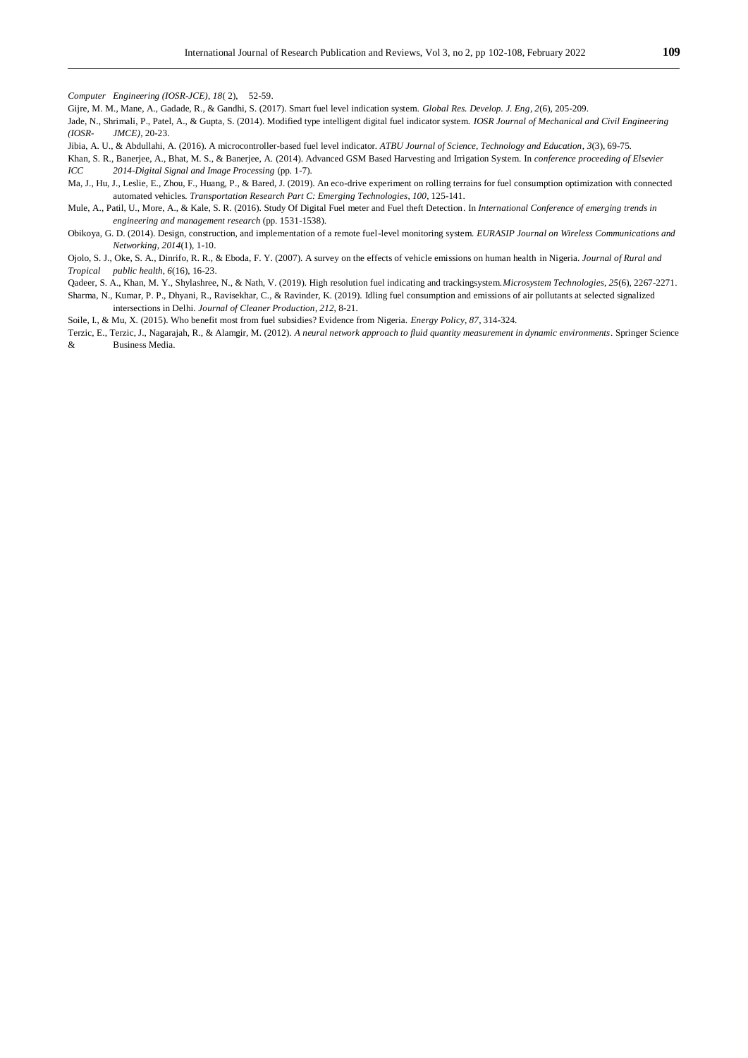*Computer Engineering (IOSR-JCE)*, *18*( 2), 52-59.

Gijre, M. M., Mane, A., Gadade, R., & Gandhi, S. (2017). Smart fuel level indication system. *Global Res. Develop. J. Eng*, *2*(6), 205-209.

Jade, N., Shrimali, P., Patel, A., & Gupta, S. (2014). Modified type intelligent digital fuel indicator system. *IOSR Journal of Mechanical and Civil Engineering (IOSR- JMCE)*, 20-23.

Jibia, A. U., & Abdullahi, A. (2016). A microcontroller-based fuel level indicator. *ATBU Journal of Science, Technology and Education*, *3*(3), 69-75.

Khan, S. R., Banerjee, A., Bhat, M. S., & Banerjee, A. (2014). Advanced GSM Based Harvesting and Irrigation System. In *conference proceeding of Elsevier ICC 2014-Digital Signal and Image Processing* (pp. 1-7).

Ma, J., Hu, J., Leslie, E., Zhou, F., Huang, P., & Bared, J. (2019). An eco-drive experiment on rolling terrains for fuel consumption optimization with connected automated vehicles. *Transportation Research Part C: Emerging Technologies*, *100*, 125-141.

Mule, A., Patil, U., More, A., & Kale, S. R. (2016). Study Of Digital Fuel meter and Fuel theft Detection. In *International Conference of emerging trends in engineering and management research* (pp. 1531-1538).

Obikoya, G. D. (2014). Design, construction, and implementation of a remote fuel-level monitoring system. *EURASIP Journal on Wireless Communications and Networking*, *2014*(1), 1-10.

Ojolo, S. J., Oke, S. A., Dinrifo, R. R., & Eboda, F. Y. (2007). A survey on the effects of vehicle emissions on human health in Nigeria. *Journal of Rural and Tropical public health*, *6*(16), 16-23.

Qadeer, S. A., Khan, M. Y., Shylashree, N., & Nath, V. (2019). High resolution fuel indicating and trackingsystem. *Microsystem Technologies*, *25*(6), 2267-2271.

Sharma, N., Kumar, P. P., Dhyani, R., Ravisekhar, C., & Ravinder, K. (2019). Idling fuel consumption and emissions of air pollutants at selected signalized intersections in Delhi. *Journal of Cleaner Production*, *212*, 8-21.

Soile, I., & Mu, X. (2015). Who benefit most from fuel subsidies? Evidence from Nigeria. *Energy Policy*, *87*, 314-324.

Terzic, E., Terzic, J., Nagarajah, R., & Alamgir, M. (2012). *A neural network approach to fluid quantity measurement in dynamic environments*. Springer Science & Business Media.